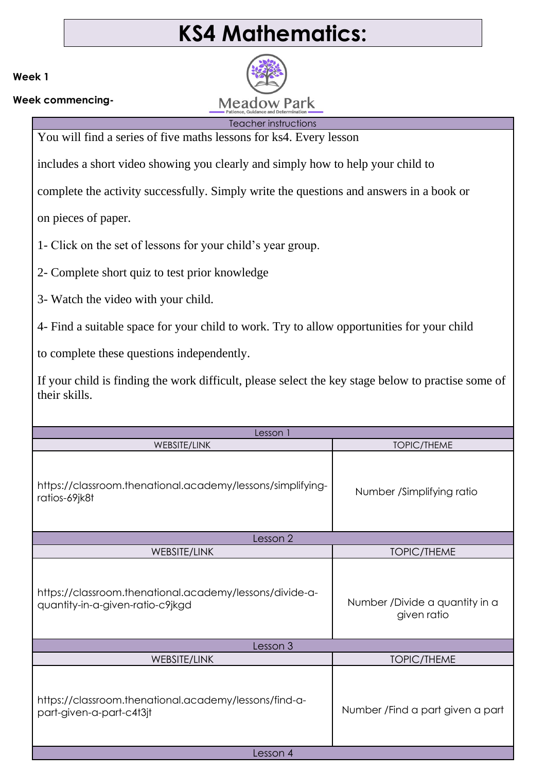# KS4 Mathematics:

**Week 1**

**Week commencing-**

Meadow Park

Patience, Guidance and Determination

| Teacher instructions |
| --- |
| You will find a series of five maths lessons for ks4. Every lesson includes a short video showing you clearly and simply how to help your child to complete the activity successfully. Simply write the questions and answers in a book or on pieces of paper.<br><br>1- Click on the set of lessons for your child's year group.<br><br>2- Complete short quiz to test prior knowledge<br><br>3- Watch the video with your child.<br><br>4- Find a suitable space for your child to work. Try to allow opportunities for your child to complete these questions independently.<br><br>If your child is finding the work difficult, please select the key stage below to practise some of their skills. |

| Lesson 1 | |
| --- | --- |
| WEBSITE/LINK | TOPIC/THEME |
| https://classroom.thenational.academy/lessons/simplifying-ratios-69jk8t | Number /Simplifying ratio |

| Lesson 2 | |
| --- | --- |
| WEBSITE/LINK | TOPIC/THEME |
| https://classroom.thenational.academy/lessons/divide-a-quantity-in-a-given-ratio-c9jkgd | Number /Divide a quantity in a given ratio |

| Lesson 3 | |
| --- | --- |
| WEBSITE/LINK | TOPIC/THEME |
| https://classroom.thenational.academy/lessons/find-a-part-given-a-part-c4t3jt | Number /Find a part given a part |

| Lesson 4 |
| --- |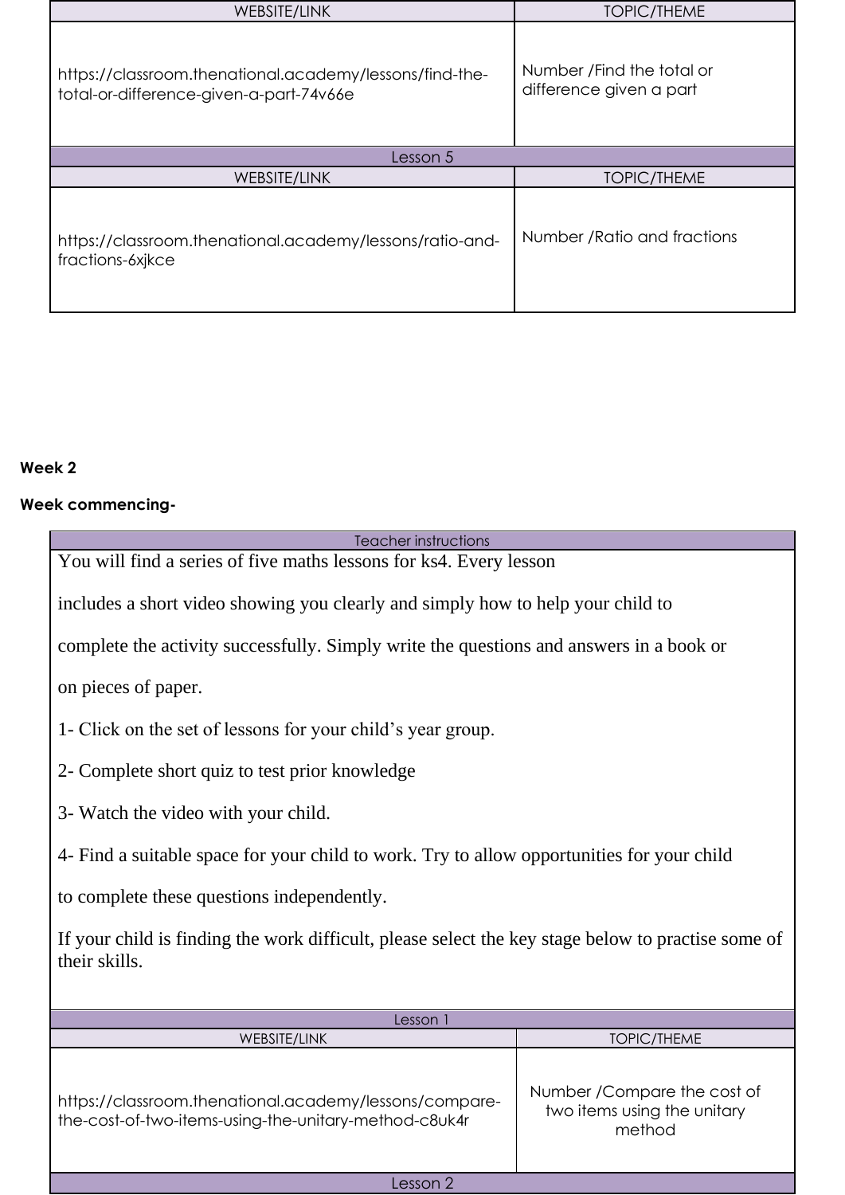| WEBSITE/LINK | TOPIC/THEME |
| --- | --- |
| https://classroom.thenational.academy/lessons/find-the-total-or-difference-given-a-part-74v66e | Number /Find the total or difference given a part |

| Lesson 5 | |
| --- | --- |
| WEBSITE/LINK | TOPIC/THEME |
| https://classroom.thenational.academy/lessons/ratio-and-fractions-6xjkce | Number /Ratio and fractions |

**Week 2**

**Week commencing-**

| Teacher instructions |
| --- |
| You will find a series of five maths lessons for ks4. Every lesson includes a short video showing you clearly and simply how to help your child to complete the activity successfully. Simply write the questions and answers in a book or on pieces of paper.<br><br>1- Click on the set of lessons for your child's year group.<br><br>2- Complete short quiz to test prior knowledge<br><br>3- Watch the video with your child.<br><br>4- Find a suitable space for your child to work. Try to allow opportunities for your child to complete these questions independently.<br><br>If your child is finding the work difficult, please select the key stage below to practise some of their skills. |

| Lesson 1 | |
| --- | --- |
| WEBSITE/LINK | TOPIC/THEME |
| https://classroom.thenational.academy/lessons/compare-the-cost-of-two-items-using-the-unitary-method-c8uk4r | Number /Compare the cost of two items using the unitary method |

| Lesson 2 |
| --- |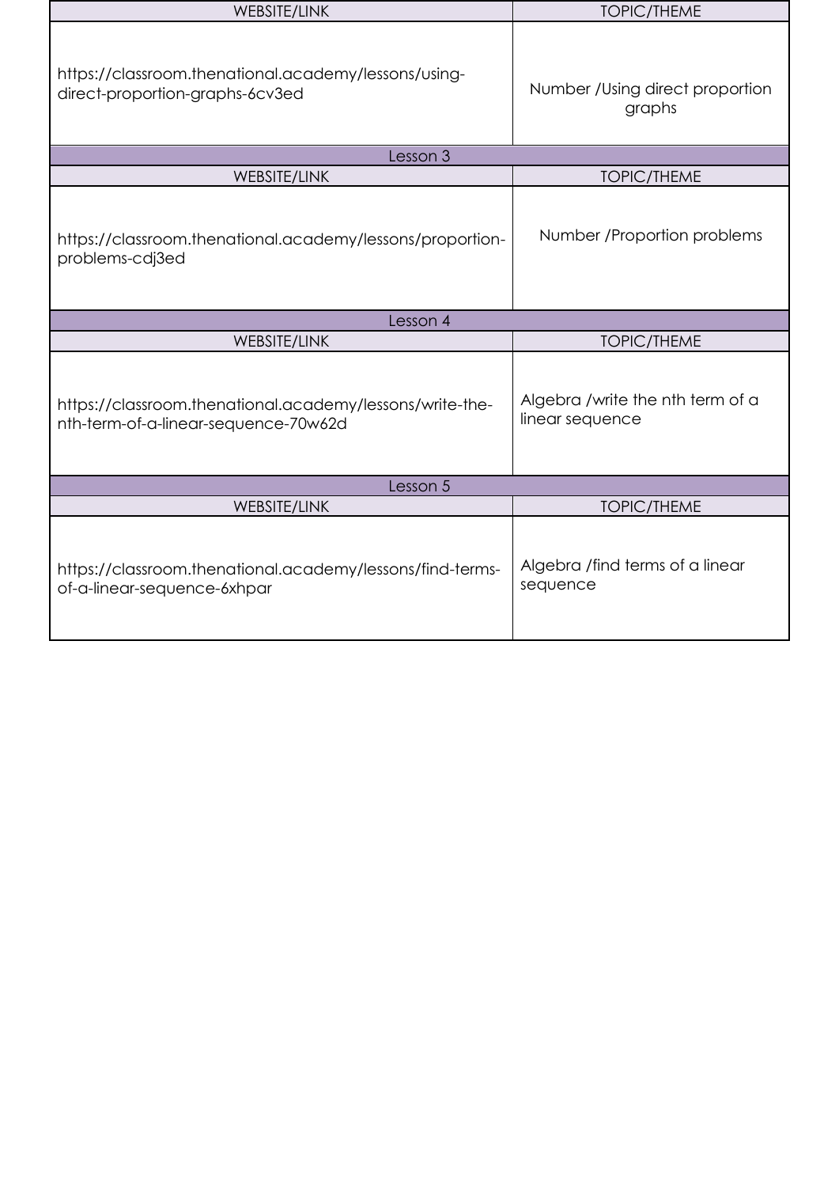| WEBSITE/LINK | TOPIC/THEME |
| --- | --- |
| https://classroom.thenational.academy/lessons/using-direct-proportion-graphs-6cv3ed | Number /Using direct proportion graphs |

Lesson 3

| WEBSITE/LINK | TOPIC/THEME |
| --- | --- |
| https://classroom.thenational.academy/lessons/proportion-problems-cdj3ed | Number /Proportion problems |

Lesson 4

| WEBSITE/LINK | TOPIC/THEME |
| --- | --- |
| https://classroom.thenational.academy/lessons/write-the-nth-term-of-a-linear-sequence-70w62d | Algebra /write the nth term of a linear sequence |

Lesson 5

| WEBSITE/LINK | TOPIC/THEME |
| --- | --- |
| https://classroom.thenational.academy/lessons/find-terms-of-a-linear-sequence-6xhpar | Algebra /find terms of a linear sequence |